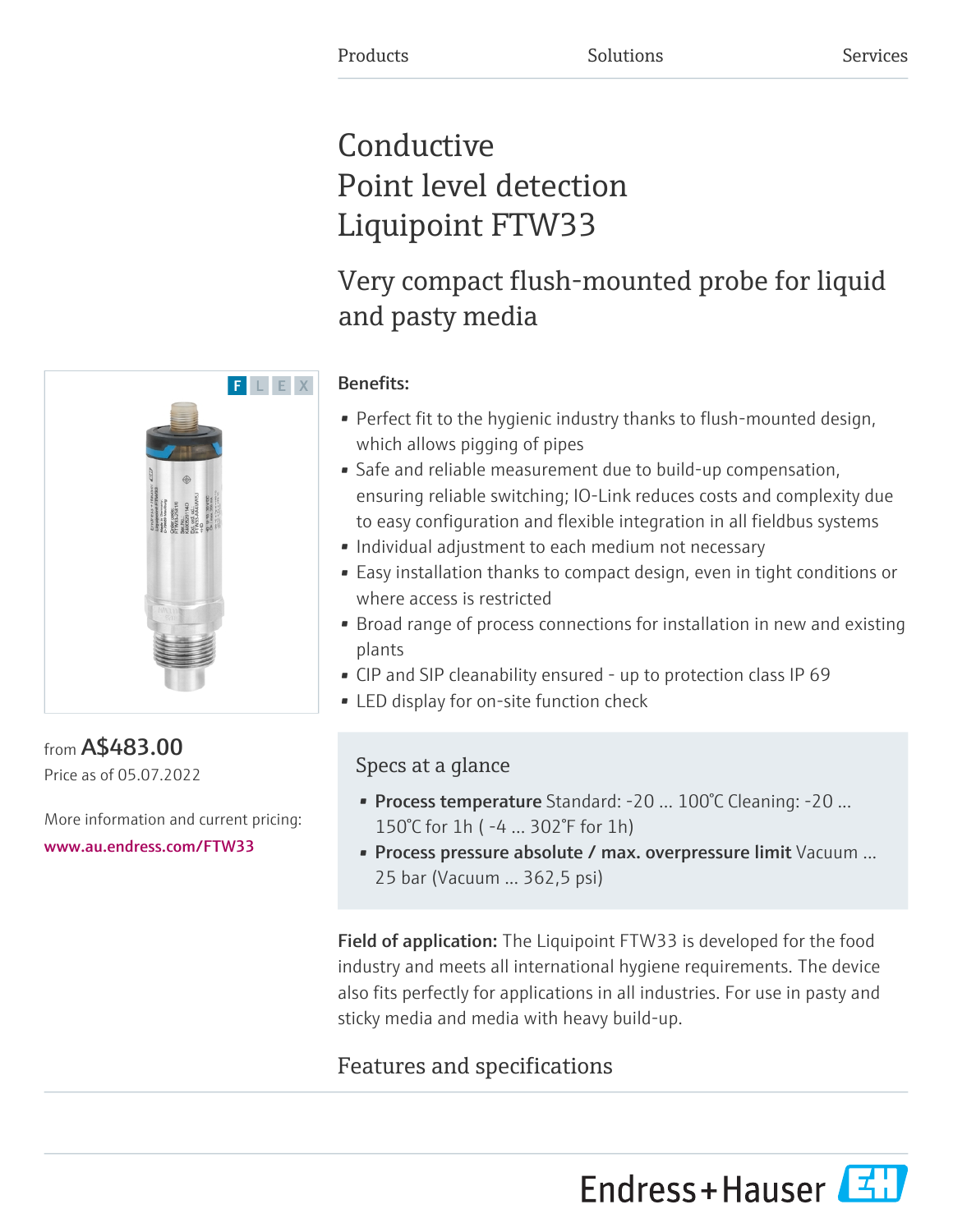Products Solutions Services

# Conductive Point level detection Liquipoint FTW33

## Very compact flush-mounted probe for liquid and pasty media

F L E X

from **A$483.00**
Price as of 05.07.2022

More information and current pricing:
www.au.endress.com/FTW33

**Benefits:**

- Perfect fit to the hygienic industry thanks to flush-mounted design, which allows pigging of pipes
- Safe and reliable measurement due to build-up compensation, ensuring reliable switching; IO-Link reduces costs and complexity due to easy configuration and flexible integration in all fieldbus systems
- Individual adjustment to each medium not necessary
- Easy installation thanks to compact design, even in tight conditions or where access is restricted
- Broad range of process connections for installation in new and existing plants
- CIP and SIP cleanability ensured - up to protection class IP 69
- LED display for on-site function check

### Specs at a glance

- **Process temperature** Standard: -20 ... 100°C Cleaning: -20 ... 150°C for 1h ( -4 ... 302°F for 1h)
- **Process pressure absolute / max. overpressure limit** Vacuum ... 25 bar (Vacuum ... 362,5 psi)

**Field of application:** The Liquipoint FTW33 is developed for the food industry and meets all international hygiene requirements. The device also fits perfectly for applications in all industries. For use in pasty and sticky media and media with heavy build-up.

## Features and specifications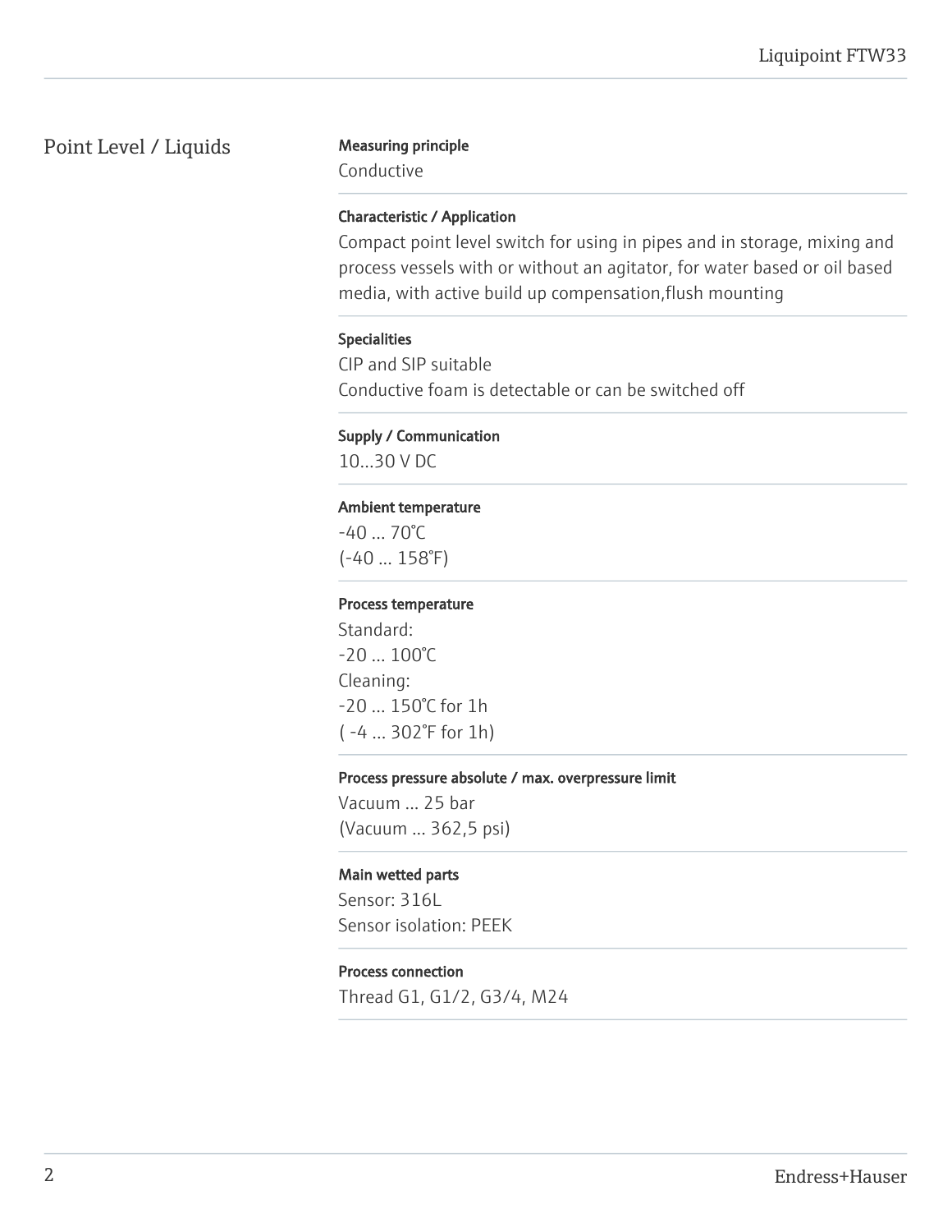## Point Level / Liquids

**Measuring principle**

Conductive

**Characteristic / Application**

Compact point level switch for using in pipes and in storage, mixing and process vessels with or without an agitator, for water based or oil based media, with active build up compensation,flush mounting

**Specialities**

CIP and SIP suitable
Conductive foam is detectable or can be switched off

**Supply / Communication**

10...30 V DC

**Ambient temperature**

-40 ... 70°C
(-40 ... 158°F)

**Process temperature**

Standard:
-20 ... 100°C
Cleaning:
-20 ... 150°C for 1h
( -4 ... 302°F for 1h)

**Process pressure absolute / max. overpressure limit**

Vacuum ... 25 bar
(Vacuum ... 362,5 psi)

**Main wetted parts**

Sensor: 316L
Sensor isolation: PEEK

**Process connection**

Thread G1, G1/2, G3/4, M24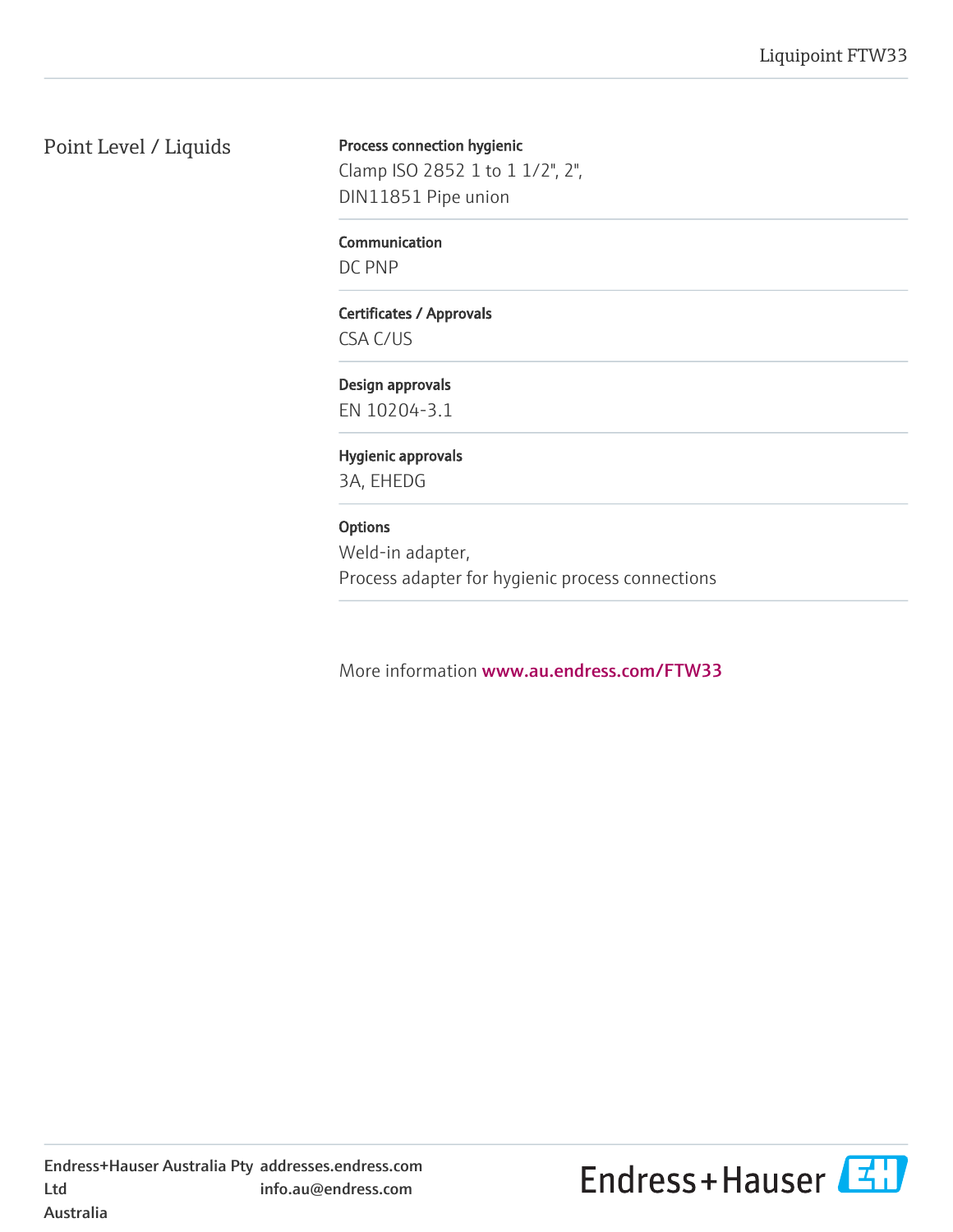Point Level / Liquids

**Process connection hygienic**

Clamp ISO 2852 1 to 1 1/2", 2",
DIN11851 Pipe union

**Communication**

DC PNP

**Certificates / Approvals**

CSA C/US

**Design approvals**

EN 10204-3.1

**Hygienic approvals**

3A, EHEDG

**Options**

Weld-in adapter,
Process adapter for hygienic process connections

More information **www.au.endress.com/FTW33**

Endress+Hauser Australia Pty Ltd
Australia

addresses.endress.com
info.au@endress.com